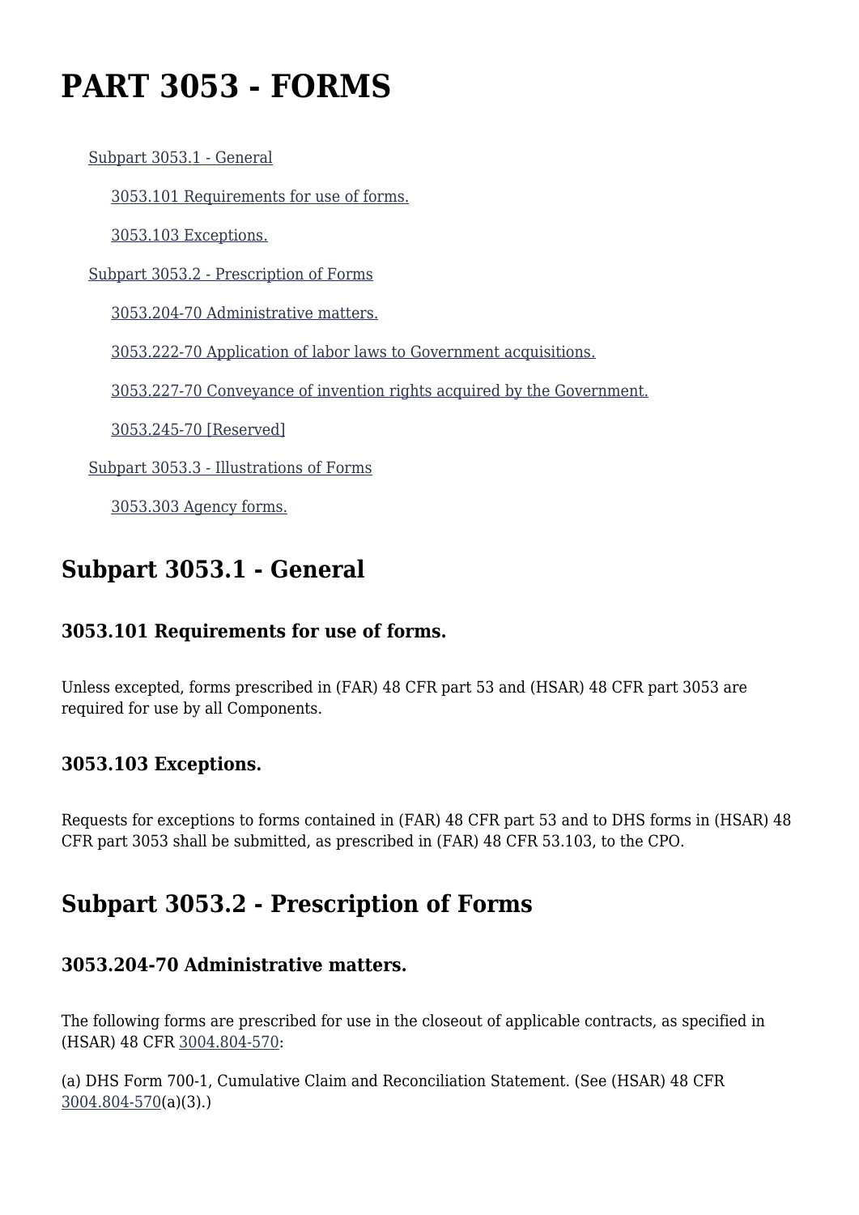# PART 3053 - FORMS

- Subpart 3053.1 - General
  - 3053.101 Requirements for use of forms.
  - 3053.103 Exceptions.
- Subpart 3053.2 - Prescription of Forms
  - 3053.204-70 Administrative matters.
  - 3053.222-70 Application of labor laws to Government acquisitions.
  - 3053.227-70 Conveyance of invention rights acquired by the Government.
  - 3053.245-70 [Reserved]
- Subpart 3053.3 - Illustrations of Forms
  - 3053.303 Agency forms.

## Subpart 3053.1 - General

### 3053.101 Requirements for use of forms.

Unless excepted, forms prescribed in (FAR) 48 CFR part 53 and (HSAR) 48 CFR part 3053 are required for use by all Components.

### 3053.103 Exceptions.

Requests for exceptions to forms contained in (FAR) 48 CFR part 53 and to DHS forms in (HSAR) 48 CFR part 3053 shall be submitted, as prescribed in (FAR) 48 CFR 53.103, to the CPO.

## Subpart 3053.2 - Prescription of Forms

### 3053.204-70 Administrative matters.

The following forms are prescribed for use in the closeout of applicable contracts, as specified in (HSAR) 48 CFR 3004.804-570:

(a) DHS Form 700-1, Cumulative Claim and Reconciliation Statement. (See (HSAR) 48 CFR 3004.804-570(a)(3).)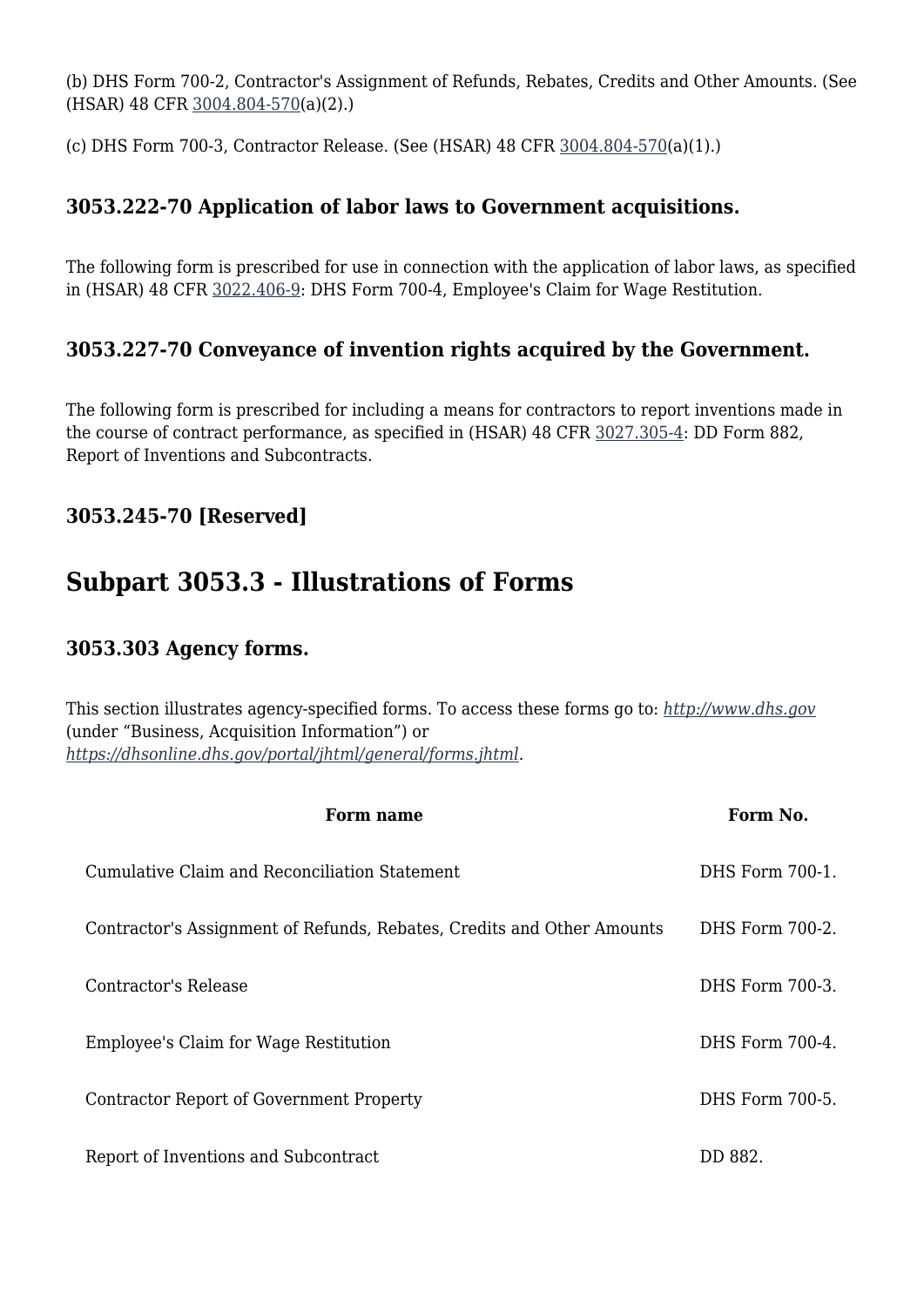(b) DHS Form 700-2, Contractor's Assignment of Refunds, Rebates, Credits and Other Amounts. (See (HSAR) 48 CFR 3004.804-570(a)(2).)

(c) DHS Form 700-3, Contractor Release. (See (HSAR) 48 CFR 3004.804-570(a)(1).)

### 3053.222-70 Application of labor laws to Government acquisitions.

The following form is prescribed for use in connection with the application of labor laws, as specified in (HSAR) 48 CFR 3022.406-9: DHS Form 700-4, Employee's Claim for Wage Restitution.

### 3053.227-70 Conveyance of invention rights acquired by the Government.

The following form is prescribed for including a means for contractors to report inventions made in the course of contract performance, as specified in (HSAR) 48 CFR 3027.305-4: DD Form 882, Report of Inventions and Subcontracts.

### 3053.245-70 [Reserved]

## Subpart 3053.3 - Illustrations of Forms

### 3053.303 Agency forms.

This section illustrates agency-specified forms. To access these forms go to: *http://www.dhs.gov* (under “Business, Acquisition Information”) or *https://dhsonline.dhs.gov/portal/jhtml/general/forms.jhtml*.

| Form name | Form No. |
|---|---|
| Cumulative Claim and Reconciliation Statement | DHS Form 700-1. |
| Contractor's Assignment of Refunds, Rebates, Credits and Other Amounts | DHS Form 700-2. |
| Contractor's Release | DHS Form 700-3. |
| Employee's Claim for Wage Restitution | DHS Form 700-4. |
| Contractor Report of Government Property | DHS Form 700-5. |
| Report of Inventions and Subcontract | DD 882. |